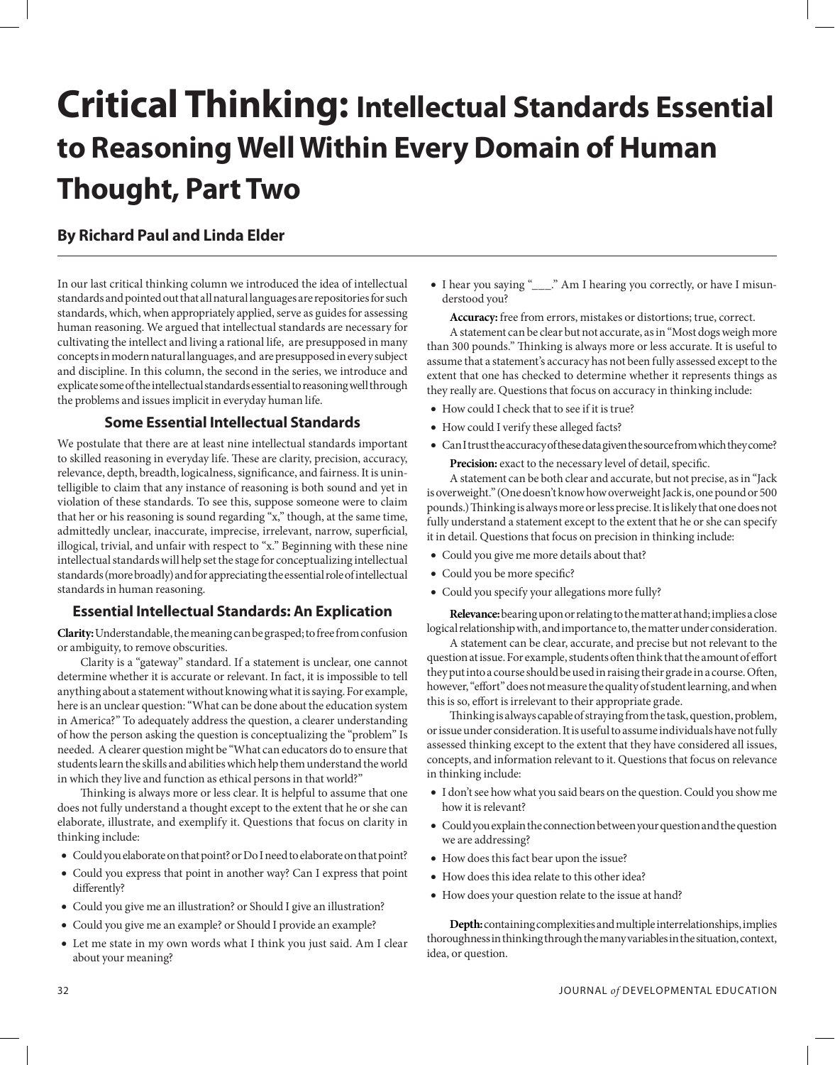# Critical Thinking: Intellectual Standards Essential to Reasoning Well Within Every Domain of Human Thought, Part Two

### By Richard Paul and Linda Elder

In our last critical thinking column we introduced the idea of intellectual standards and pointed out that all natural languages are repositories for such standards, which, when appropriately applied, serve as guides for assessing human reasoning. We argued that intellectual standards are necessary for cultivating the intellect and living a rational life, are presupposed in many concepts in modern natural languages, and are presupposed in every subject and discipline. In this column, the second in the series, we introduce and explicate some of the intellectual standards essential to reasoning well through the problems and issues implicit in everyday human life.

## Some Essential Intellectual Standards

We postulate that there are at least nine intellectual standards important to skilled reasoning in everyday life. These are clarity, precision, accuracy, relevance, depth, breadth, logicalness, significance, and fairness. It is unintelligible to claim that any instance of reasoning is both sound and yet in violation of these standards. To see this, suppose someone were to claim that her or his reasoning is sound regarding "x," though, at the same time, admittedly unclear, inaccurate, imprecise, irrelevant, narrow, superficial, illogical, trivial, and unfair with respect to "x." Beginning with these nine intellectual standards will help set the stage for conceptualizing intellectual standards (more broadly) and for appreciating the essential role of intellectual standards in human reasoning.

## Essential Intellectual Standards: An Explication

**Clarity:** Understandable, the meaning can be grasped; to free from confusion or ambiguity, to remove obscurities.

Clarity is a "gateway" standard. If a statement is unclear, one cannot determine whether it is accurate or relevant. In fact, it is impossible to tell anything about a statement without knowing what it is saying. For example, here is an unclear question: "What can be done about the education system in America?" To adequately address the question, a clearer understanding of how the person asking the question is conceptualizing the "problem" Is needed. A clearer question might be "What can educators do to ensure that students learn the skills and abilities which help them understand the world in which they live and function as ethical persons in that world?"

Thinking is always more or less clear. It is helpful to assume that one does not fully understand a thought except to the extent that he or she can elaborate, illustrate, and exemplify it. Questions that focus on clarity in thinking include:

- Could you elaborate on that point? or Do I need to elaborate on that point?
- Could you express that point in another way? Can I express that point differently?
- Could you give me an illustration? or Should I give an illustration?
- Could you give me an example? or Should I provide an example?
- Let me state in my own words what I think you just said. Am I clear about your meaning?
- I hear you saying "___." Am I hearing you correctly, or have I misunderstood you?

**Accuracy:** free from errors, mistakes or distortions; true, correct.

A statement can be clear but not accurate, as in "Most dogs weigh more than 300 pounds." Thinking is always more or less accurate. It is useful to assume that a statement's accuracy has not been fully assessed except to the extent that one has checked to determine whether it represents things as they really are. Questions that focus on accuracy in thinking include:

- How could I check that to see if it is true?
- How could I verify these alleged facts?
- Can I trust the accuracy of these data given the source from which they come?

**Precision:** exact to the necessary level of detail, specific.

A statement can be both clear and accurate, but not precise, as in "Jack is overweight." (One doesn't know how overweight Jack is, one pound or 500 pounds.) Thinking is always more or less precise. It is likely that one does not fully understand a statement except to the extent that he or she can specify it in detail. Questions that focus on precision in thinking include:

- Could you give me more details about that?
- Could you be more specific?
- Could you specify your allegations more fully?

**Relevance:** bearing upon or relating to the matter at hand; implies a close logical relationship with, and importance to, the matter under consideration.

A statement can be clear, accurate, and precise but not relevant to the question at issue. For example, students often think that the amount of effort they put into a course should be used in raising their grade in a course. Often, however, "effort" does not measure the quality of student learning, and when this is so, effort is irrelevant to their appropriate grade.

Thinking is always capable of straying from the task, question, problem, or issue under consideration. It is useful to assume individuals have not fully assessed thinking except to the extent that they have considered all issues, concepts, and information relevant to it. Questions that focus on relevance in thinking include:

- I don't see how what you said bears on the question. Could you show me how it is relevant?
- Could you explain the connection between your question and the question we are addressing?
- How does this fact bear upon the issue?
- How does this idea relate to this other idea?
- How does your question relate to the issue at hand?

**Depth:** containing complexities and multiple interrelationships, implies thoroughness in thinking through the many variables in the situation, context, idea, or question.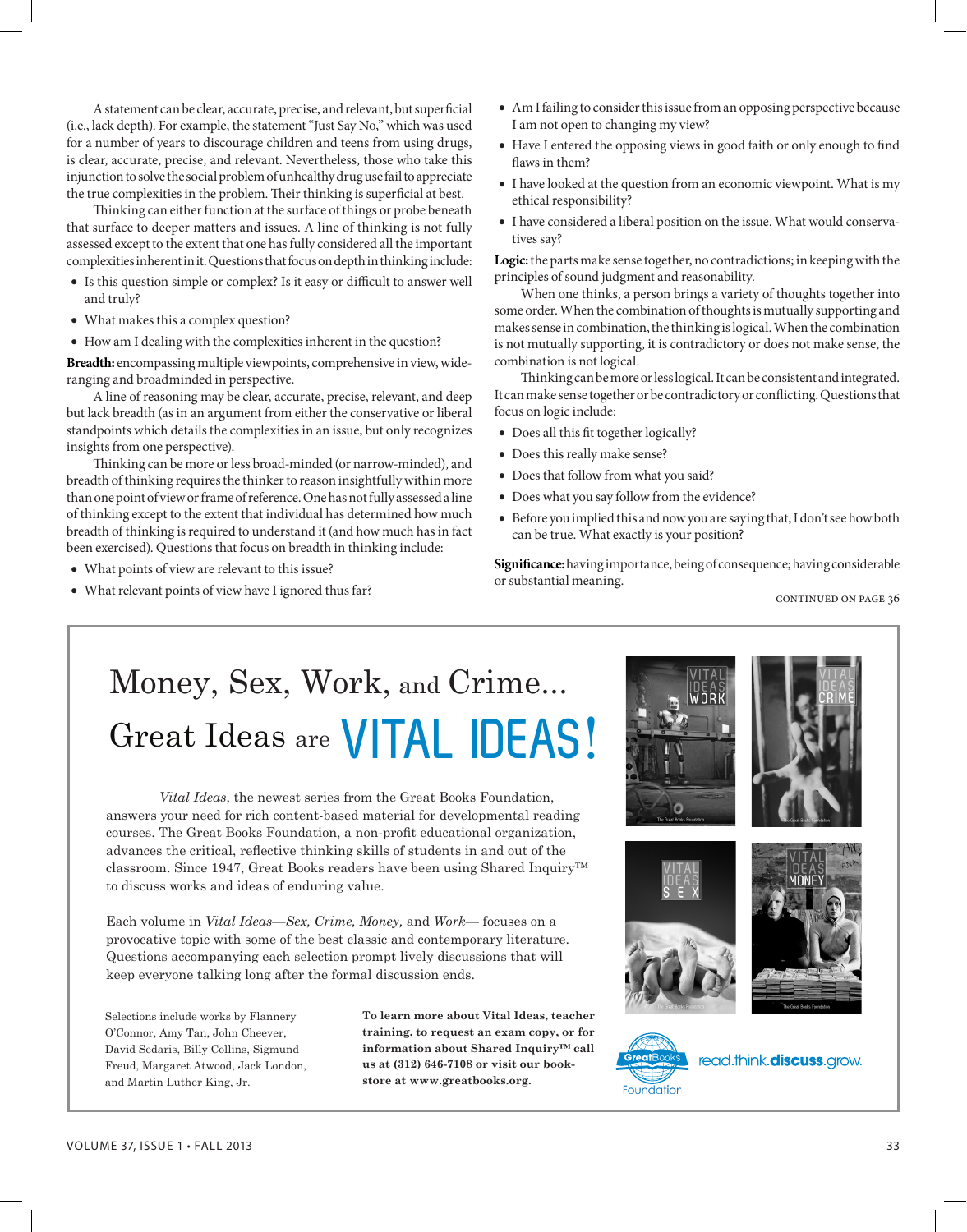A statement can be clear, accurate, precise, and relevant, but superficial (i.e., lack depth). For example, the statement "Just Say No," which was used for a number of years to discourage children and teens from using drugs, is clear, accurate, precise, and relevant. Nevertheless, those who take this injunction to solve the social problem of unhealthy drug use fail to appreciate the true complexities in the problem. Their thinking is superficial at best.

Thinking can either function at the surface of things or probe beneath that surface to deeper matters and issues. A line of thinking is not fully assessed except to the extent that one has fully considered all the important complexities inherent in it. Questions that focus on depth in thinking include:

- Is this question simple or complex? Is it easy or difficult to answer well and truly?
- What makes this a complex question?
- How am I dealing with the complexities inherent in the question?

**Breadth:** encompassing multiple viewpoints, comprehensive in view, wide-ranging and broadminded in perspective.

A line of reasoning may be clear, accurate, precise, relevant, and deep but lack breadth (as in an argument from either the conservative or liberal standpoints which details the complexities in an issue, but only recognizes insights from one perspective).

Thinking can be more or less broad-minded (or narrow-minded), and breadth of thinking requires the thinker to reason insightfully within more than one point of view or frame of reference. One has not fully assessed a line of thinking except to the extent that individual has determined how much breadth of thinking is required to understand it (and how much has in fact been exercised). Questions that focus on breadth in thinking include:

- What points of view are relevant to this issue?
- What relevant points of view have I ignored thus far?
- Am I failing to consider this issue from an opposing perspective because I am not open to changing my view?
- Have I entered the opposing views in good faith or only enough to find flaws in them?
- I have looked at the question from an economic viewpoint. What is my ethical responsibility?
- I have considered a liberal position on the issue. What would conservatives say?

**Logic:** the parts make sense together, no contradictions; in keeping with the principles of sound judgment and reasonability.

When one thinks, a person brings a variety of thoughts together into some order. When the combination of thoughts is mutually supporting and makes sense in combination, the thinking is logical. When the combination is not mutually supporting, it is contradictory or does not make sense, the combination is not logical.

Thinking can be more or less logical. It can be consistent and integrated. It can make sense together or be contradictory or conflicting. Questions that focus on logic include:

- Does all this fit together logically?
- Does this really make sense?
- Does that follow from what you said?
- Does what you say follow from the evidence?
- Before you implied this and now you are saying that, I don't see how both can be true. What exactly is your position?

**Significance:** having importance, being of consequence; having considerable or substantial meaning.

CONTINUED ON PAGE 36

---

# Money, Sex, Work, and Crime...

## Great Ideas are VITAL IDEAS!

*Vital Ideas*, the newest series from the Great Books Foundation, answers your need for rich content-based material for developmental reading courses. The Great Books Foundation, a non-profit educational organization, advances the critical, reflective thinking skills of students in and out of the classroom. Since 1947, Great Books readers have been using Shared Inquiry™ to discuss works and ideas of enduring value.

Each volume in *Vital Ideas—Sex, Crime, Money,* and *Work*— focuses on a provocative topic with some of the best classic and contemporary literature. Questions accompanying each selection prompt lively discussions that will keep everyone talking long after the formal discussion ends.

Selections include works by Flannery O'Connor, Amy Tan, John Cheever, David Sedaris, Billy Collins, Sigmund Freud, Margaret Atwood, Jack London, and Martin Luther King, Jr.

**To learn more about Vital Ideas, teacher training, to request an exam copy, or for information about Shared Inquiry™ call us at (312) 646-7108 or visit our bookstore at www.greatbooks.org.**

VITAL IDEAS WORK

VITAL IDEAS CRIME

VITAL IDEAS SEX

VITAL IDEAS MONEY

Great Books Foundation

read.think.**discuss**.grow.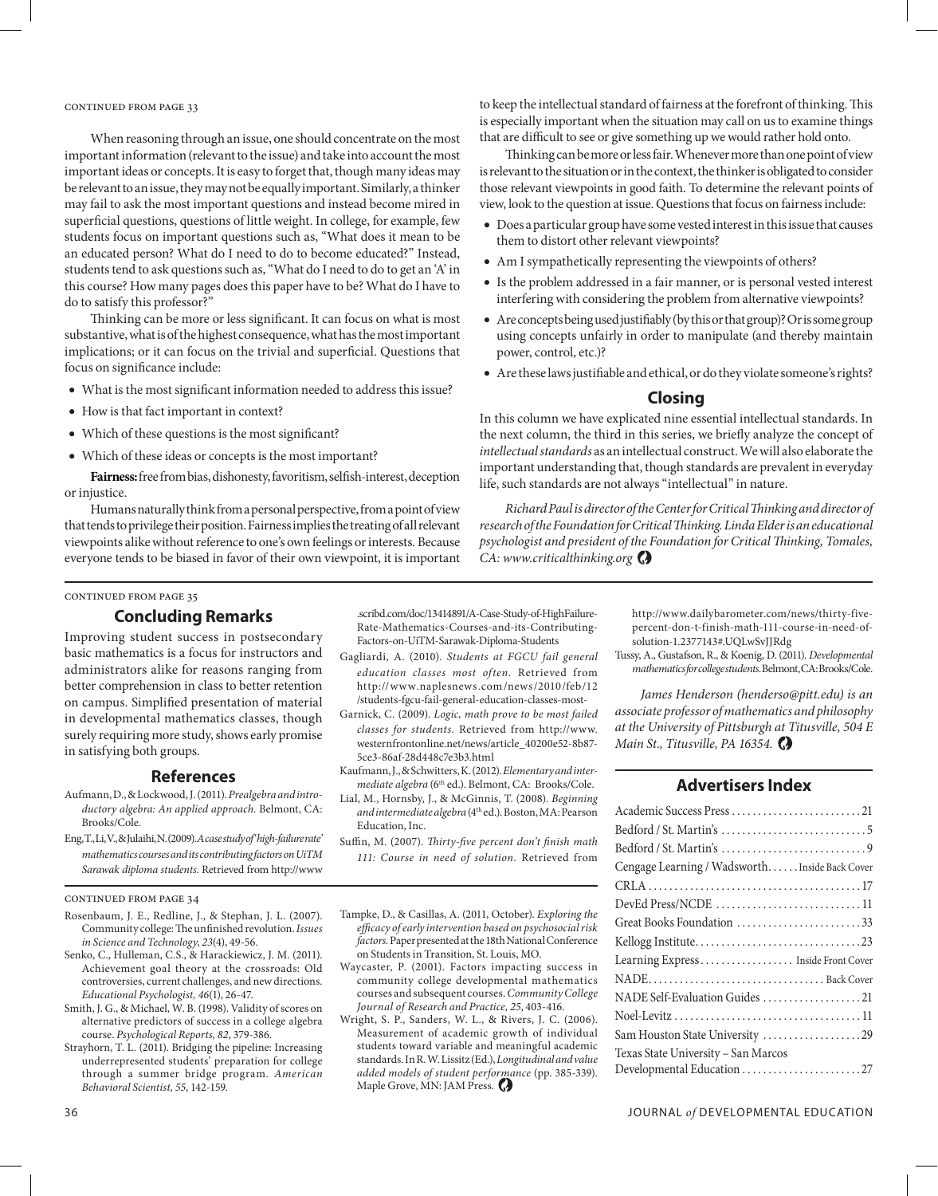CONTINUED FROM PAGE 33

When reasoning through an issue, one should concentrate on the most important information (relevant to the issue) and take into account the most important ideas or concepts. It is easy to forget that, though many ideas may be relevant to an issue, they may not be equally important. Similarly, a thinker may fail to ask the most important questions and instead become mired in superficial questions, questions of little weight. In college, for example, few students focus on important questions such as, "What does it mean to be an educated person? What do I need to do to become educated?" Instead, students tend to ask questions such as, "What do I need to do to get an 'A' in this course? How many pages does this paper have to be? What do I have to do to satisfy this professor?"

Thinking can be more or less significant. It can focus on what is most substantive, what is of the highest consequence, what has the most important implications; or it can focus on the trivial and superficial. Questions that focus on significance include:

- What is the most significant information needed to address this issue?
- How is that fact important in context?
- Which of these questions is the most significant?
- Which of these ideas or concepts is the most important?

**Fairness:** free from bias, dishonesty, favoritism, selfish-interest, deception or injustice.

Humans naturally think from a personal perspective, from a point of view that tends to privilege their position. Fairness implies the treating of all relevant viewpoints alike without reference to one's own feelings or interests. Because everyone tends to be biased in favor of their own viewpoint, it is important to keep the intellectual standard of fairness at the forefront of thinking. This is especially important when the situation may call on us to examine things that are difficult to see or give something up we would rather hold onto.

Thinking can be more or less fair. Whenever more than one point of view is relevant to the situation or in the context, the thinker is obligated to consider those relevant viewpoints in good faith. To determine the relevant points of view, look to the question at issue. Questions that focus on fairness include:

- Does a particular group have some vested interest in this issue that causes them to distort other relevant viewpoints?
- Am I sympathetically representing the viewpoints of others?
- Is the problem addressed in a fair manner, or is personal vested interest interfering with considering the problem from alternative viewpoints?
- Are concepts being used justifiably (by this or that group)? Or is some group using concepts unfairly in order to manipulate (and thereby maintain power, control, etc.)?
- Are these laws justifiable and ethical, or do they violate someone's rights?

## Closing

In this column we have explicated nine essential intellectual standards. In the next column, the third in this series, we briefly analyze the concept of *intellectual standards* as an intellectual construct. We will also elaborate the important understanding that, though standards are prevalent in everyday life, such standards are not always "intellectual" in nature.

*Richard Paul is director of the Center for Critical Thinking and director of research of the Foundation for Critical Thinking. Linda Elder is an educational psychologist and president of the Foundation for Critical Thinking, Tomales, CA: www.criticalthinking.org*

---

CONTINUED FROM PAGE 35

## Concluding Remarks

Improving student success in postsecondary basic mathematics is a focus for instructors and administrators alike for reasons ranging from better comprehension in class to better retention on campus. Simplified presentation of material in developmental mathematics classes, though surely requiring more study, shows early promise in satisfying both groups.

## References

Aufmann, D., & Lockwood, J. (2011). *Prealgebra and introductory algebra: An applied approach.* Belmont, CA: Brooks/Cole.

Eng, T., Li, V., & Julaihi, N. (2009). *A case study of 'high-failure rate' mathematics courses and its contributing factors on UiTM Sarawak diploma students.* Retrieved from http://www.scribd.com/doc/13414891/A-Case-Study-of-HighFailure-Rate-Mathematics-Courses-and-its-Contributing-Factors-on-UiTM-Sarawak-Diploma-Students

Gagliardi, A. (2010). *Students at FGCU fail general education classes most often.* Retrieved from http://www.naplesnews.com/news/2010/feb/12/students-fgcu-fail-general-education-classes-most-

Garnick, C. (2009). *Logic, math prove to be most failed classes for students.* Retrieved from http://www.westernfrontonline.net/news/article_40200e52-8b87-5ce3-86af-28d448c7e3b3.html

Kaufmann, J., & Schwitters, K. (2012). *Elementary and intermediate algebra* (6th ed.). Belmont, CA: Brooks/Cole.

Lial, M., Hornsby, J., & McGinnis, T. (2008). *Beginning and intermediate algebra* (4th ed.). Boston, MA: Pearson Education, Inc.

Suffin, M. (2007). *Thirty-five percent don't finish math 111: Course in need of solution.* Retrieved from http://www.dailybarometer.com/news/thirty-five-percent-don-t-finish-math-111-course-in-need-of-solution-1.2377143#.UQLwSvJJRdg

Tussy, A., Gustafson, R., & Koenig, D. (2011). *Developmental mathematics for college students.* Belmont, CA: Brooks/Cole.

*James Henderson (henderso@pitt.edu) is an associate professor of mathematics and philosophy at the University of Pittsburgh at Titusville, 504 E Main St., Titusville, PA 16354.*

---

CONTINUED FROM PAGE 34

Rosenbaum, J. E., Redline, J., & Stephan, J. L. (2007). Community college: The unfinished revolution. *Issues in Science and Technology, 23*(4), 49-56.

Senko, C., Hulleman, C.S., & Harackiewicz, J. M. (2011). Achievement goal theory at the crossroads: Old controversies, current challenges, and new directions. *Educational Psychologist, 46*(1), 26-47.

Smith, J. G., & Michael, W. B. (1998). Validity of scores on alternative predictors of success in a college algebra course. *Psychological Reports, 82*, 379-386.

Strayhorn, T. L. (2011). Bridging the pipeline: Increasing underrepresented students' preparation for college through a summer bridge program. *American Behavioral Scientist, 55*, 142-159.

Tampke, D., & Casillas, A. (2011, October). *Exploring the efficacy of early intervention based on psychosocial risk factors.* Paper presented at the 18th National Conference on Students in Transition, St. Louis, MO.

Waycaster, P. (2001). Factors impacting success in community college developmental mathematics courses and subsequent courses. *Community College Journal of Research and Practice, 25*, 403-416.

Wright, S. P., Sanders, W. L., & Rivers, J. C. (2006). Measurement of academic growth of individual students toward variable and meaningful academic standards. In R. W. Lissitz (Ed.), *Longitudinal and value added models of student performance* (pp. 385-339). Maple Grove, MN: JAM Press.

---

## Advertisers Index

| | |
|---|---|
| Academic Success Press | 21 |
| Bedford / St. Martin's | 5 |
| Bedford / St. Martin's | 9 |
| Cengage Learning / Wadsworth | Inside Back Cover |
| CRLA | 17 |
| DevEd Press/NCDE | 11 |
| Great Books Foundation | 33 |
| Kellogg Institute | 23 |
| Learning Express | Inside Front Cover |
| NADE | Back Cover |
| NADE Self-Evaluation Guides | 21 |
| Noel-Levitz | 11 |
| Sam Houston State University | 29 |
| Texas State University – San Marcos Developmental Education | 27 |